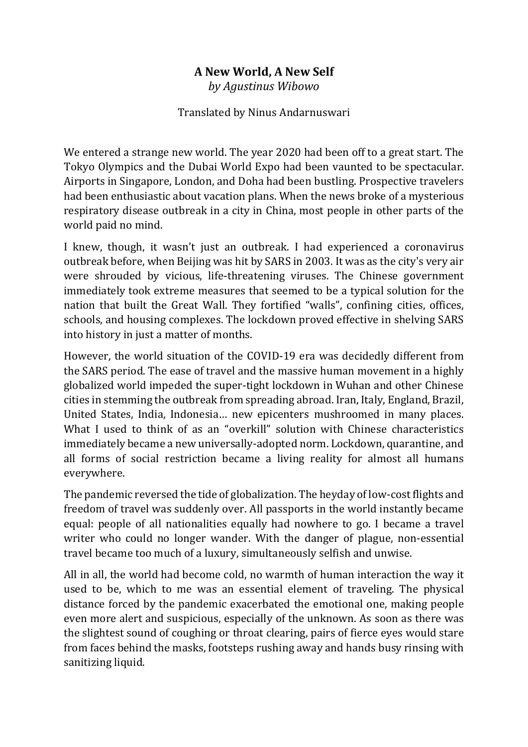# A New World, A New Self

*by Agustinus Wibowo*

Translated by Ninus Andarnuswari

We entered a strange new world. The year 2020 had been off to a great start. The Tokyo Olympics and the Dubai World Expo had been vaunted to be spectacular. Airports in Singapore, London, and Doha had been bustling. Prospective travelers had been enthusiastic about vacation plans. When the news broke of a mysterious respiratory disease outbreak in a city in China, most people in other parts of the world paid no mind.

I knew, though, it wasn't just an outbreak. I had experienced a coronavirus outbreak before, when Beijing was hit by SARS in 2003. It was as the city's very air were shrouded by vicious, life-threatening viruses. The Chinese government immediately took extreme measures that seemed to be a typical solution for the nation that built the Great Wall. They fortified "walls", confining cities, offices, schools, and housing complexes. The lockdown proved effective in shelving SARS into history in just a matter of months.

However, the world situation of the COVID-19 era was decidedly different from the SARS period. The ease of travel and the massive human movement in a highly globalized world impeded the super-tight lockdown in Wuhan and other Chinese cities in stemming the outbreak from spreading abroad. Iran, Italy, England, Brazil, United States, India, Indonesia… new epicenters mushroomed in many places. What I used to think of as an "overkill" solution with Chinese characteristics immediately became a new universally-adopted norm. Lockdown, quarantine, and all forms of social restriction became a living reality for almost all humans everywhere.

The pandemic reversed the tide of globalization. The heyday of low-cost flights and freedom of travel was suddenly over. All passports in the world instantly became equal: people of all nationalities equally had nowhere to go. I became a travel writer who could no longer wander. With the danger of plague, non-essential travel became too much of a luxury, simultaneously selfish and unwise.

All in all, the world had become cold, no warmth of human interaction the way it used to be, which to me was an essential element of traveling. The physical distance forced by the pandemic exacerbated the emotional one, making people even more alert and suspicious, especially of the unknown. As soon as there was the slightest sound of coughing or throat clearing, pairs of fierce eyes would stare from faces behind the masks, footsteps rushing away and hands busy rinsing with sanitizing liquid.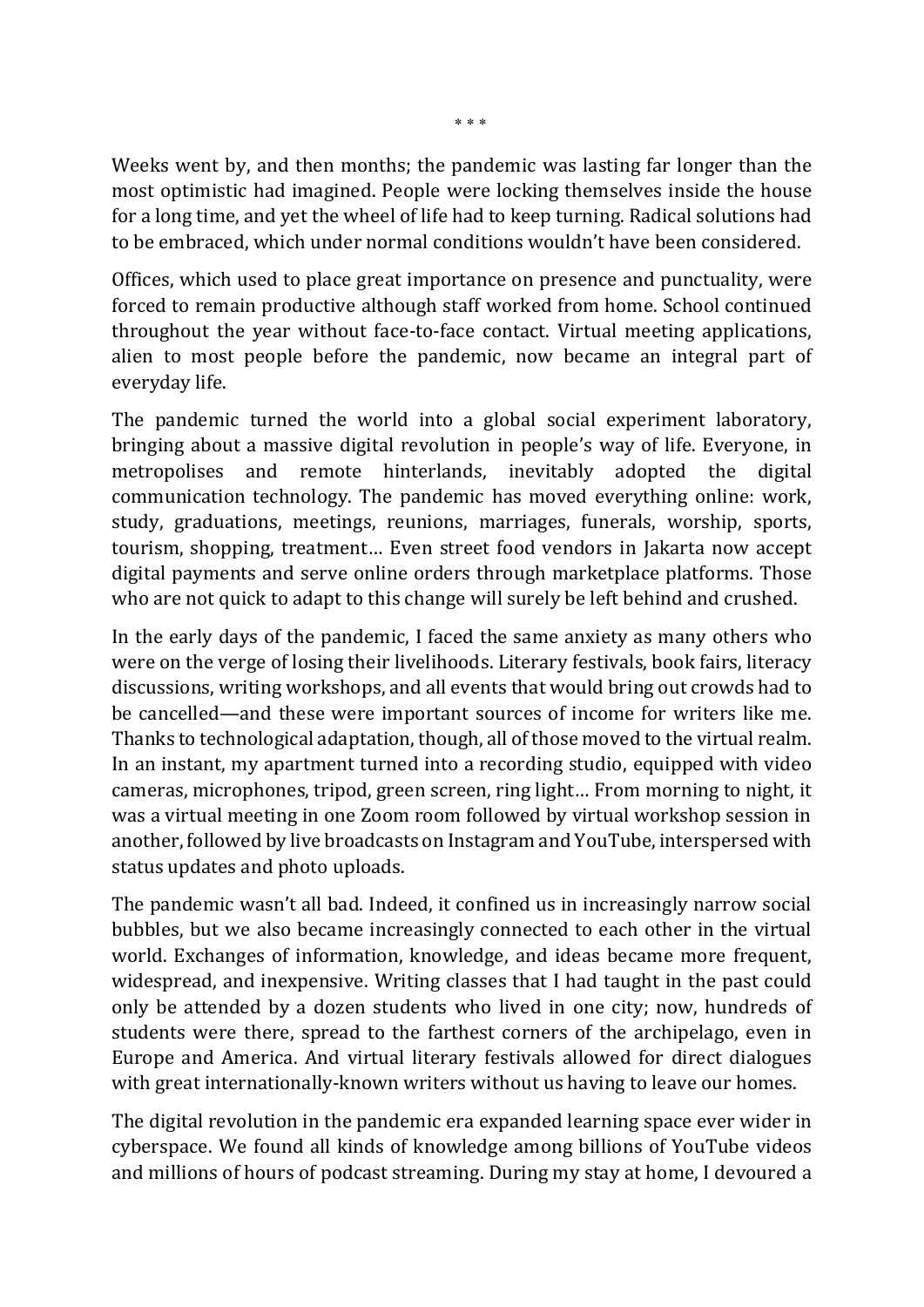\* \* \*

Weeks went by, and then months; the pandemic was lasting far longer than the most optimistic had imagined. People were locking themselves inside the house for a long time, and yet the wheel of life had to keep turning. Radical solutions had to be embraced, which under normal conditions wouldn't have been considered.

Offices, which used to place great importance on presence and punctuality, were forced to remain productive although staff worked from home. School continued throughout the year without face-to-face contact. Virtual meeting applications, alien to most people before the pandemic, now became an integral part of everyday life.

The pandemic turned the world into a global social experiment laboratory, bringing about a massive digital revolution in people's way of life. Everyone, in metropolises and remote hinterlands, inevitably adopted the digital communication technology. The pandemic has moved everything online: work, study, graduations, meetings, reunions, marriages, funerals, worship, sports, tourism, shopping, treatment… Even street food vendors in Jakarta now accept digital payments and serve online orders through marketplace platforms. Those who are not quick to adapt to this change will surely be left behind and crushed.

In the early days of the pandemic, I faced the same anxiety as many others who were on the verge of losing their livelihoods. Literary festivals, book fairs, literacy discussions, writing workshops, and all events that would bring out crowds had to be cancelled—and these were important sources of income for writers like me. Thanks to technological adaptation, though, all of those moved to the virtual realm. In an instant, my apartment turned into a recording studio, equipped with video cameras, microphones, tripod, green screen, ring light… From morning to night, it was a virtual meeting in one Zoom room followed by virtual workshop session in another, followed by live broadcasts on Instagram and YouTube, interspersed with status updates and photo uploads.

The pandemic wasn't all bad. Indeed, it confined us in increasingly narrow social bubbles, but we also became increasingly connected to each other in the virtual world. Exchanges of information, knowledge, and ideas became more frequent, widespread, and inexpensive. Writing classes that I had taught in the past could only be attended by a dozen students who lived in one city; now, hundreds of students were there, spread to the farthest corners of the archipelago, even in Europe and America. And virtual literary festivals allowed for direct dialogues with great internationally-known writers without us having to leave our homes.

The digital revolution in the pandemic era expanded learning space ever wider in cyberspace. We found all kinds of knowledge among billions of YouTube videos and millions of hours of podcast streaming. During my stay at home, I devoured a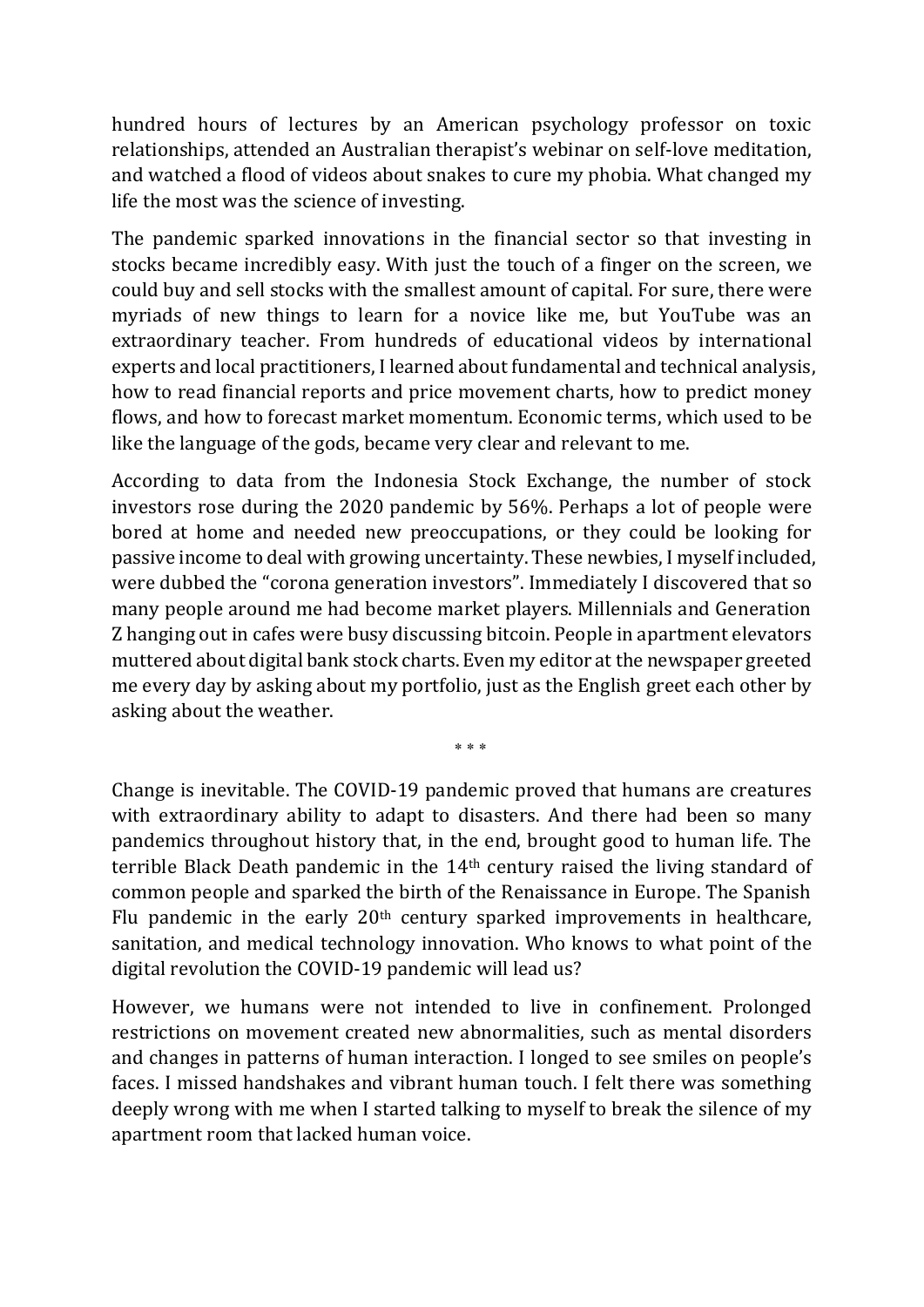hundred hours of lectures by an American psychology professor on toxic relationships, attended an Australian therapist's webinar on self-love meditation, and watched a flood of videos about snakes to cure my phobia. What changed my life the most was the science of investing.

The pandemic sparked innovations in the financial sector so that investing in stocks became incredibly easy. With just the touch of a finger on the screen, we could buy and sell stocks with the smallest amount of capital. For sure, there were myriads of new things to learn for a novice like me, but YouTube was an extraordinary teacher. From hundreds of educational videos by international experts and local practitioners, I learned about fundamental and technical analysis, how to read financial reports and price movement charts, how to predict money flows, and how to forecast market momentum. Economic terms, which used to be like the language of the gods, became very clear and relevant to me.

According to data from the Indonesia Stock Exchange, the number of stock investors rose during the 2020 pandemic by 56%. Perhaps a lot of people were bored at home and needed new preoccupations, or they could be looking for passive income to deal with growing uncertainty. These newbies, I myself included, were dubbed the "corona generation investors". Immediately I discovered that so many people around me had become market players. Millennials and Generation Z hanging out in cafes were busy discussing bitcoin. People in apartment elevators muttered about digital bank stock charts. Even my editor at the newspaper greeted me every day by asking about my portfolio, just as the English greet each other by asking about the weather.

\* \* \*

Change is inevitable. The COVID-19 pandemic proved that humans are creatures with extraordinary ability to adapt to disasters. And there had been so many pandemics throughout history that, in the end, brought good to human life. The terrible Black Death pandemic in the 14th century raised the living standard of common people and sparked the birth of the Renaissance in Europe. The Spanish Flu pandemic in the early 20th century sparked improvements in healthcare, sanitation, and medical technology innovation. Who knows to what point of the digital revolution the COVID-19 pandemic will lead us?

However, we humans were not intended to live in confinement. Prolonged restrictions on movement created new abnormalities, such as mental disorders and changes in patterns of human interaction. I longed to see smiles on people's faces. I missed handshakes and vibrant human touch. I felt there was something deeply wrong with me when I started talking to myself to break the silence of my apartment room that lacked human voice.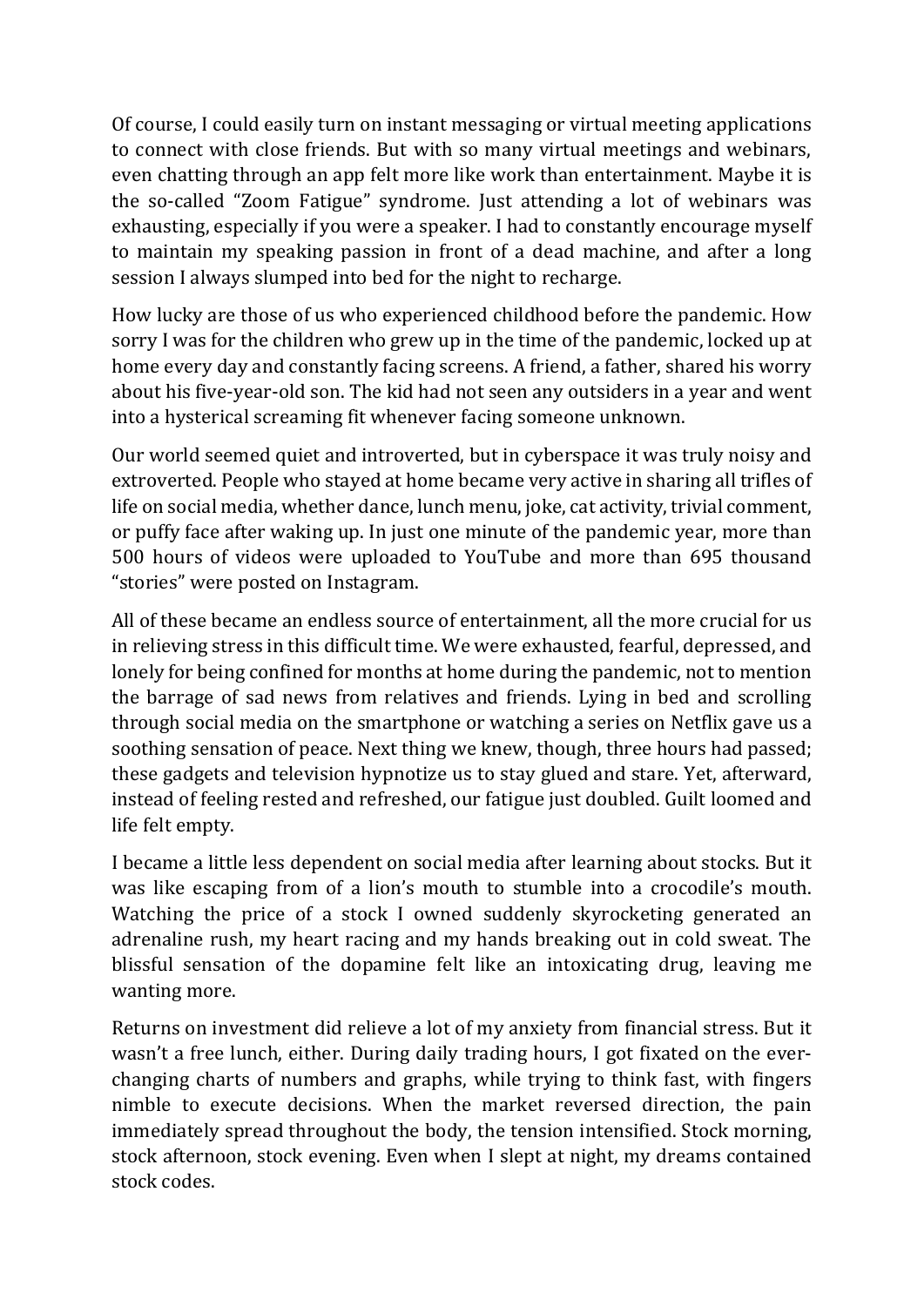Of course, I could easily turn on instant messaging or virtual meeting applications to connect with close friends. But with so many virtual meetings and webinars, even chatting through an app felt more like work than entertainment. Maybe it is the so-called "Zoom Fatigue" syndrome. Just attending a lot of webinars was exhausting, especially if you were a speaker. I had to constantly encourage myself to maintain my speaking passion in front of a dead machine, and after a long session I always slumped into bed for the night to recharge.

How lucky are those of us who experienced childhood before the pandemic. How sorry I was for the children who grew up in the time of the pandemic, locked up at home every day and constantly facing screens. A friend, a father, shared his worry about his five-year-old son. The kid had not seen any outsiders in a year and went into a hysterical screaming fit whenever facing someone unknown.

Our world seemed quiet and introverted, but in cyberspace it was truly noisy and extroverted. People who stayed at home became very active in sharing all trifles of life on social media, whether dance, lunch menu, joke, cat activity, trivial comment, or puffy face after waking up. In just one minute of the pandemic year, more than 500 hours of videos were uploaded to YouTube and more than 695 thousand "stories" were posted on Instagram.

All of these became an endless source of entertainment, all the more crucial for us in relieving stress in this difficult time. We were exhausted, fearful, depressed, and lonely for being confined for months at home during the pandemic, not to mention the barrage of sad news from relatives and friends. Lying in bed and scrolling through social media on the smartphone or watching a series on Netflix gave us a soothing sensation of peace. Next thing we knew, though, three hours had passed; these gadgets and television hypnotize us to stay glued and stare. Yet, afterward, instead of feeling rested and refreshed, our fatigue just doubled. Guilt loomed and life felt empty.

I became a little less dependent on social media after learning about stocks. But it was like escaping from of a lion's mouth to stumble into a crocodile's mouth. Watching the price of a stock I owned suddenly skyrocketing generated an adrenaline rush, my heart racing and my hands breaking out in cold sweat. The blissful sensation of the dopamine felt like an intoxicating drug, leaving me wanting more.

Returns on investment did relieve a lot of my anxiety from financial stress. But it wasn't a free lunch, either. During daily trading hours, I got fixated on the ever-changing charts of numbers and graphs, while trying to think fast, with fingers nimble to execute decisions. When the market reversed direction, the pain immediately spread throughout the body, the tension intensified. Stock morning, stock afternoon, stock evening. Even when I slept at night, my dreams contained stock codes.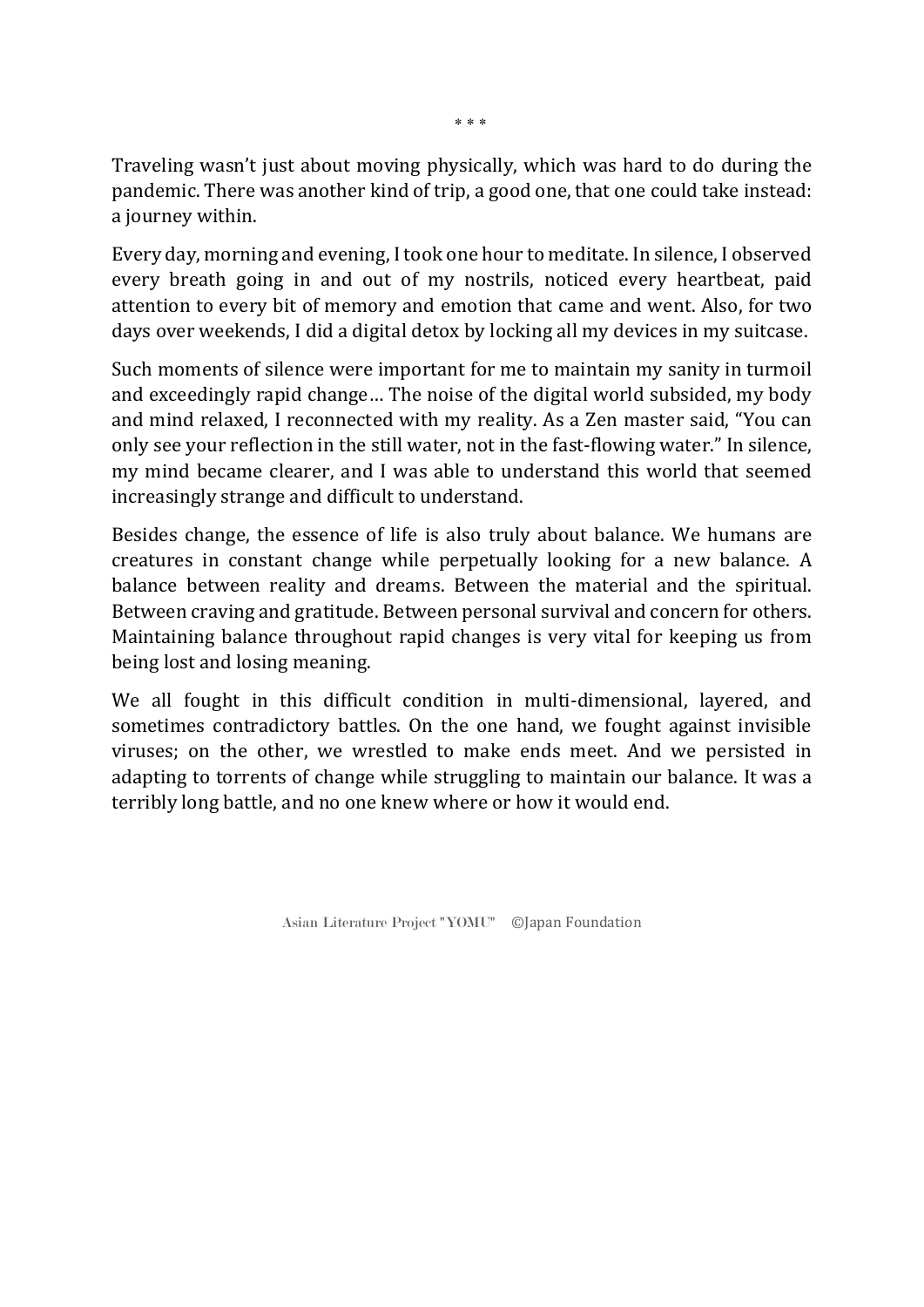\* \* \*

Traveling wasn't just about moving physically, which was hard to do during the pandemic. There was another kind of trip, a good one, that one could take instead: a journey within.

Every day, morning and evening, I took one hour to meditate. In silence, I observed every breath going in and out of my nostrils, noticed every heartbeat, paid attention to every bit of memory and emotion that came and went. Also, for two days over weekends, I did a digital detox by locking all my devices in my suitcase.

Such moments of silence were important for me to maintain my sanity in turmoil and exceedingly rapid change… The noise of the digital world subsided, my body and mind relaxed, I reconnected with my reality. As a Zen master said, "You can only see your reflection in the still water, not in the fast-flowing water." In silence, my mind became clearer, and I was able to understand this world that seemed increasingly strange and difficult to understand.

Besides change, the essence of life is also truly about balance. We humans are creatures in constant change while perpetually looking for a new balance. A balance between reality and dreams. Between the material and the spiritual. Between craving and gratitude. Between personal survival and concern for others. Maintaining balance throughout rapid changes is very vital for keeping us from being lost and losing meaning.

We all fought in this difficult condition in multi-dimensional, layered, and sometimes contradictory battles. On the one hand, we fought against invisible viruses; on the other, we wrestled to make ends meet. And we persisted in adapting to torrents of change while struggling to maintain our balance. It was a terribly long battle, and no one knew where or how it would end.